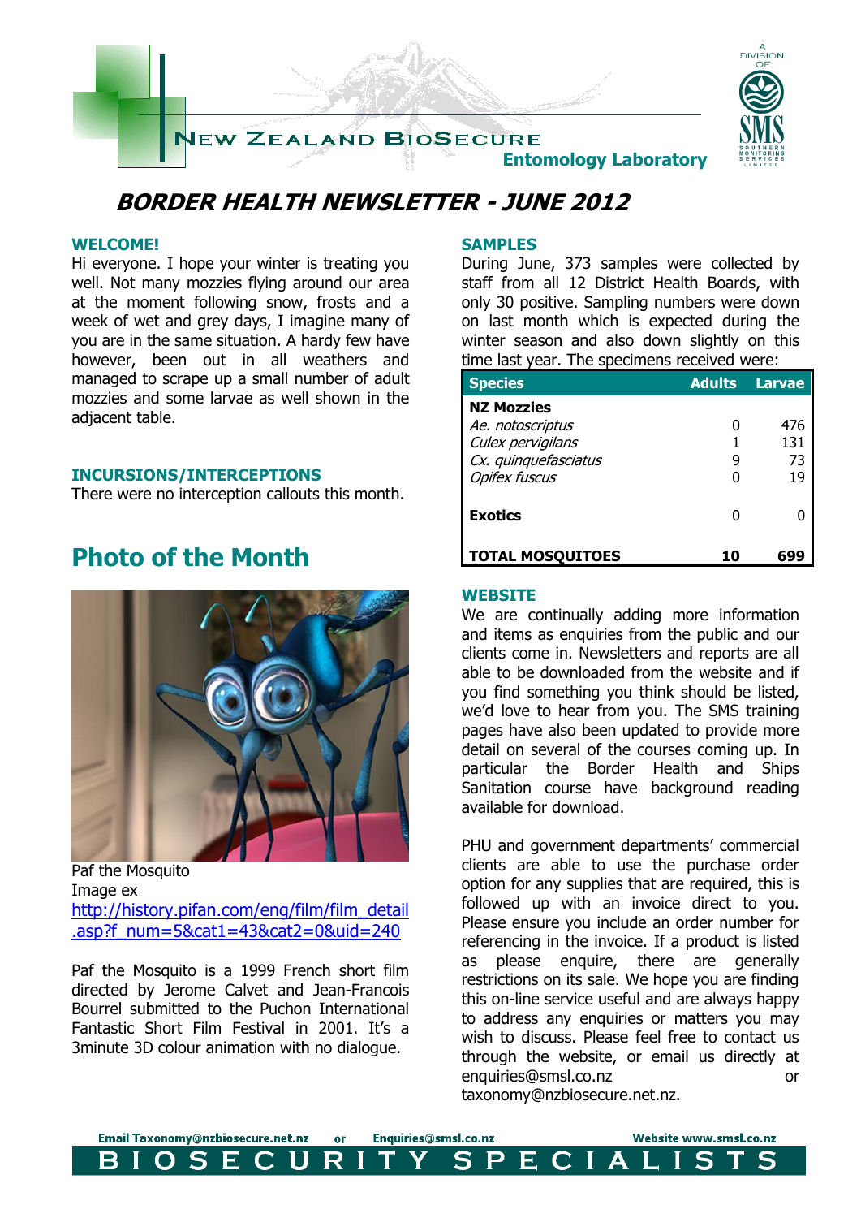NEW ZEALAND BIOSECURE

Entomology Laboratory

A DIVISION OF SMS SOUTHERN MONITORING SERVICES LIMITED

# BORDER HEALTH NEWSLETTER - JUNE 2012

## WELCOME!

Hi everyone. I hope your winter is treating you well. Not many mozzies flying around our area at the moment following snow, frosts and a week of wet and grey days, I imagine many of you are in the same situation. A hardy few have however, been out in all weathers and managed to scrape up a small number of adult mozzies and some larvae as well shown in the adjacent table.

## INCURSIONS/INTERCEPTIONS

There were no interception callouts this month.

## Photo of the Month

Paf the Mosquito
Image ex
http://history.pifan.com/eng/film/film_detail.asp?f_num=5&cat1=43&cat2=0&uid=240

Paf the Mosquito is a 1999 French short film directed by Jerome Calvet and Jean-Francois Bourrel submitted to the Puchon International Fantastic Short Film Festival in 2001. It's a 3minute 3D colour animation with no dialogue.

## SAMPLES

During June, 373 samples were collected by staff from all 12 District Health Boards, with only 30 positive. Sampling numbers were down on last month which is expected during the winter season and also down slightly on this time last year. The specimens received were:

| Species | Adults | Larvae |
|---|---|---|
| **NZ Mozzies** | | |
| *Ae. notoscriptus* | 0 | 476 |
| *Culex pervigilans* | 1 | 131 |
| *Cx. quinquefasciatus* | 9 | 73 |
| *Opifex fuscus* | 0 | 19 |
| **Exotics** | 0 | 0 |
| **TOTAL MOSQUITOES** | **10** | **699** |

## WEBSITE

We are continually adding more information and items as enquiries from the public and our clients come in. Newsletters and reports are all able to be downloaded from the website and if you find something you think should be listed, we'd love to hear from you. The SMS training pages have also been updated to provide more detail on several of the courses coming up. In particular the Border Health and Ships Sanitation course have background reading available for download.

PHU and government departments' commercial clients are able to use the purchase order option for any supplies that are required, this is followed up with an invoice direct to you. Please ensure you include an order number for referencing in the invoice. If a product is listed as please enquire, there are generally restrictions on its sale. We hope you are finding this on-line service useful and are always happy to address any enquiries or matters you may wish to discuss. Please feel free to contact us through the website, or email us directly at enquiries@smsl.co.nz or taxonomy@nzbiosecure.net.nz.

Email Taxonomy@nzbiosecure.net.nz or Enquiries@smsl.co.nz Website www.smsl.co.nz

BIOSECURITY SPECIALISTS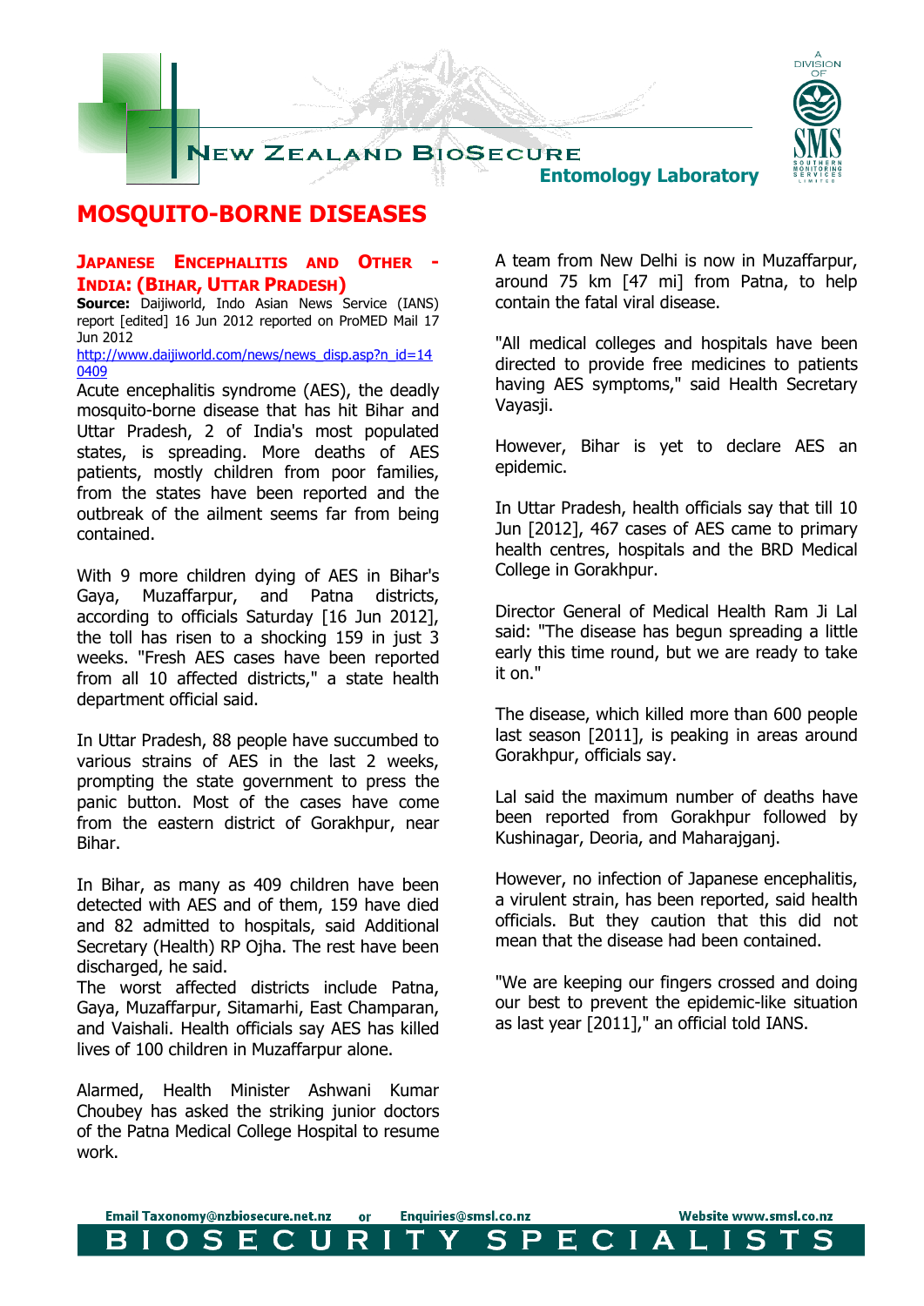# MOSQUITO-BORNE DISEASES

## JAPANESE ENCEPHALITIS AND OTHER - INDIA: (BIHAR, UTTAR PRADESH)

**Source:** Daijiworld, Indo Asian News Service (IANS) report [edited] 16 Jun 2012 reported on ProMED Mail 17 Jun 2012

http://www.daijiworld.com/news/news_disp.asp?n_id=140409

Acute encephalitis syndrome (AES), the deadly mosquito-borne disease that has hit Bihar and Uttar Pradesh, 2 of India's most populated states, is spreading. More deaths of AES patients, mostly children from poor families, from the states have been reported and the outbreak of the ailment seems far from being contained.

With 9 more children dying of AES in Bihar's Gaya, Muzaffarpur, and Patna districts, according to officials Saturday [16 Jun 2012], the toll has risen to a shocking 159 in just 3 weeks. "Fresh AES cases have been reported from all 10 affected districts," a state health department official said.

In Uttar Pradesh, 88 people have succumbed to various strains of AES in the last 2 weeks, prompting the state government to press the panic button. Most of the cases have come from the eastern district of Gorakhpur, near Bihar.

In Bihar, as many as 409 children have been detected with AES and of them, 159 have died and 82 admitted to hospitals, said Additional Secretary (Health) RP Ojha. The rest have been discharged, he said.
The worst affected districts include Patna, Gaya, Muzaffarpur, Sitamarhi, East Champaran, and Vaishali. Health officials say AES has killed lives of 100 children in Muzaffarpur alone.

Alarmed, Health Minister Ashwani Kumar Choubey has asked the striking junior doctors of the Patna Medical College Hospital to resume work.

A team from New Delhi is now in Muzaffarpur, around 75 km [47 mi] from Patna, to help contain the fatal viral disease.

"All medical colleges and hospitals have been directed to provide free medicines to patients having AES symptoms," said Health Secretary Vayasji.

However, Bihar is yet to declare AES an epidemic.

In Uttar Pradesh, health officials say that till 10 Jun [2012], 467 cases of AES came to primary health centres, hospitals and the BRD Medical College in Gorakhpur.

Director General of Medical Health Ram Ji Lal said: "The disease has begun spreading a little early this time round, but we are ready to take it on."

The disease, which killed more than 600 people last season [2011], is peaking in areas around Gorakhpur, officials say.

Lal said the maximum number of deaths have been reported from Gorakhpur followed by Kushinagar, Deoria, and Maharajganj.

However, no infection of Japanese encephalitis, a virulent strain, has been reported, said health officials. But they caution that this did not mean that the disease had been contained.

"We are keeping our fingers crossed and doing our best to prevent the epidemic-like situation as last year [2011]," an official told IANS.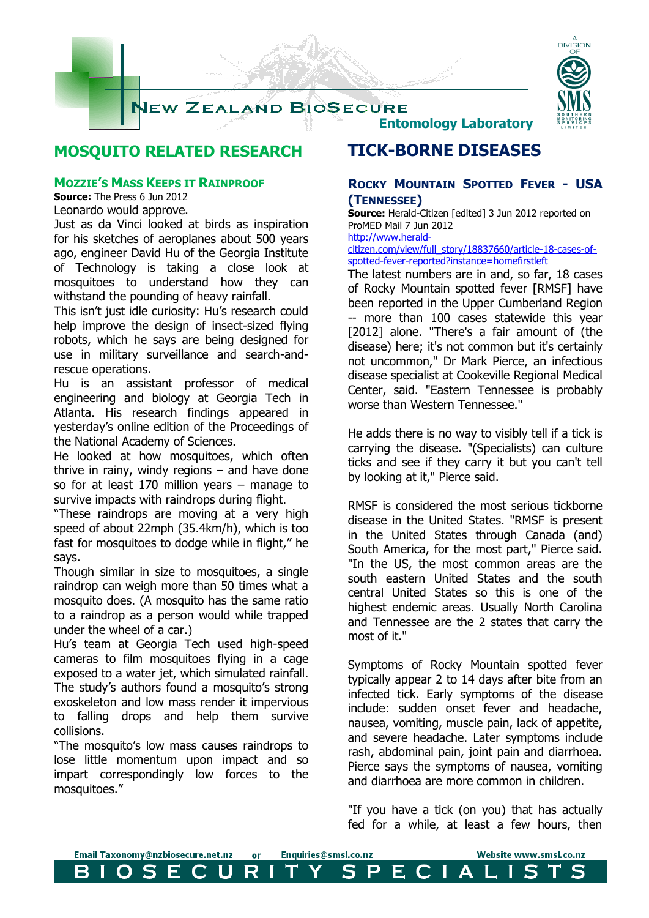# MOSQUITO RELATED RESEARCH

## Mozzie's Mass Keeps it Rainproof

**Source:** The Press 6 Jun 2012

Leonardo would approve.

Just as da Vinci looked at birds as inspiration for his sketches of aeroplanes about 500 years ago, engineer David Hu of the Georgia Institute of Technology is taking a close look at mosquitoes to understand how they can withstand the pounding of heavy rainfall.

This isn't just idle curiosity: Hu's research could help improve the design of insect-sized flying robots, which he says are being designed for use in military surveillance and search-and-rescue operations.

Hu is an assistant professor of medical engineering and biology at Georgia Tech in Atlanta. His research findings appeared in yesterday's online edition of the Proceedings of the National Academy of Sciences.

He looked at how mosquitoes, which often thrive in rainy, windy regions – and have done so for at least 170 million years – manage to survive impacts with raindrops during flight.

"These raindrops are moving at a very high speed of about 22mph (35.4km/h), which is too fast for mosquitoes to dodge while in flight," he says.

Though similar in size to mosquitoes, a single raindrop can weigh more than 50 times what a mosquito does. (A mosquito has the same ratio to a raindrop as a person would while trapped under the wheel of a car.)

Hu's team at Georgia Tech used high-speed cameras to film mosquitoes flying in a cage exposed to a water jet, which simulated rainfall. The study's authors found a mosquito's strong exoskeleton and low mass render it impervious to falling drops and help them survive collisions.

"The mosquito's low mass causes raindrops to lose little momentum upon impact and so impart correspondingly low forces to the mosquitoes."

# TICK-BORNE DISEASES

## Rocky Mountain Spotted Fever - USA (Tennessee)

**Source:** Herald-Citizen [edited] 3 Jun 2012 reported on ProMED Mail 7 Jun 2012

http://www.herald-citizen.com/view/full_story/18837660/article-18-cases-of-spotted-fever-reported?instance=homefirstleft

The latest numbers are in and, so far, 18 cases of Rocky Mountain spotted fever [RMSF] have been reported in the Upper Cumberland Region -- more than 100 cases statewide this year [2012] alone. "There's a fair amount of (the disease) here; it's not common but it's certainly not uncommon," Dr Mark Pierce, an infectious disease specialist at Cookeville Regional Medical Center, said. "Eastern Tennessee is probably worse than Western Tennessee."

He adds there is no way to visibly tell if a tick is carrying the disease. "(Specialists) can culture ticks and see if they carry it but you can't tell by looking at it," Pierce said.

RMSF is considered the most serious tickborne disease in the United States. "RMSF is present in the United States through Canada (and) South America, for the most part," Pierce said. "In the US, the most common areas are the south eastern United States and the south central United States so this is one of the highest endemic areas. Usually North Carolina and Tennessee are the 2 states that carry the most of it."

Symptoms of Rocky Mountain spotted fever typically appear 2 to 14 days after bite from an infected tick. Early symptoms of the disease include: sudden onset fever and headache, nausea, vomiting, muscle pain, lack of appetite, and severe headache. Later symptoms include rash, abdominal pain, joint pain and diarrhoea. Pierce says the symptoms of nausea, vomiting and diarrhoea are more common in children.

"If you have a tick (on you) that has actually fed for a while, at least a few hours, then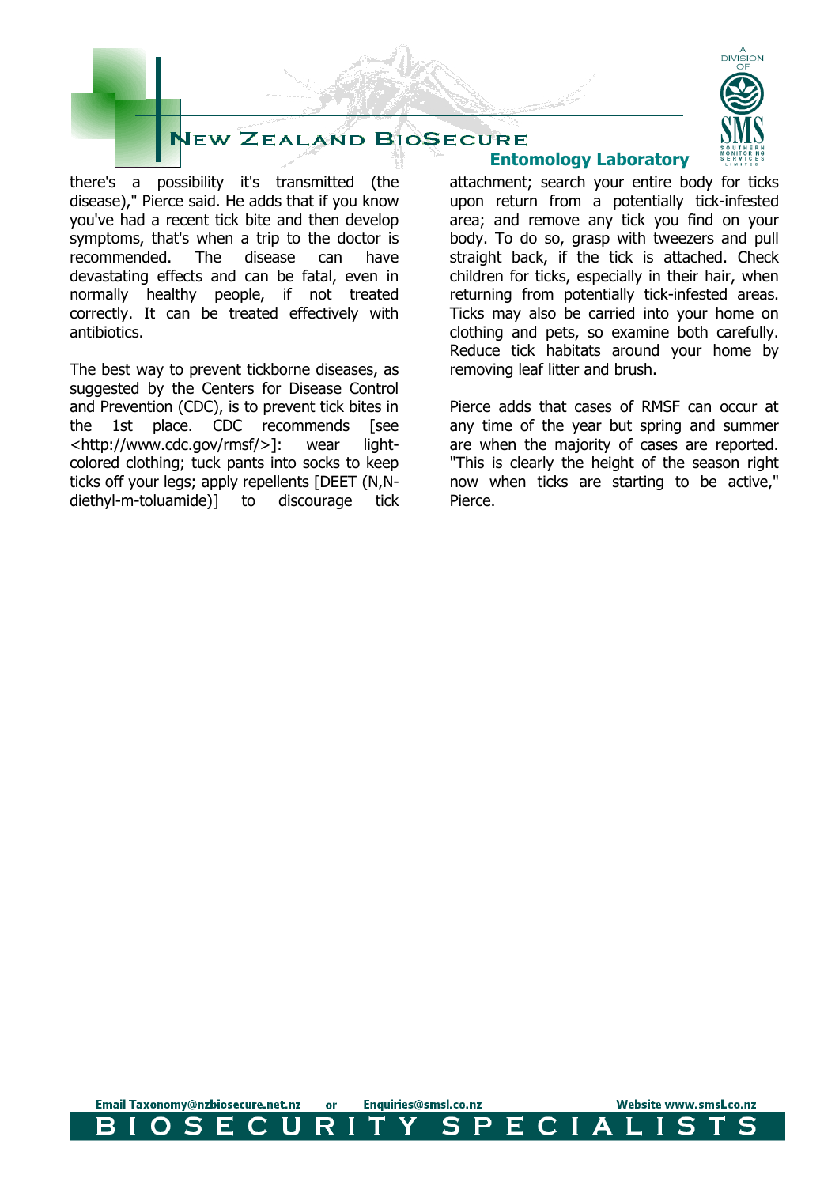there's a possibility it's transmitted (the disease)," Pierce said. He adds that if you know you've had a recent tick bite and then develop symptoms, that's when a trip to the doctor is recommended. The disease can have devastating effects and can be fatal, even in normally healthy people, if not treated correctly. It can be treated effectively with antibiotics.

The best way to prevent tickborne diseases, as suggested by the Centers for Disease Control and Prevention (CDC), is to prevent tick bites in the 1st place. CDC recommends [see <http://www.cdc.gov/rmsf/>]: wear light-colored clothing; tuck pants into socks to keep ticks off your legs; apply repellents [DEET (N,N-diethyl-m-toluamide)] to discourage tick attachment; search your entire body for ticks upon return from a potentially tick-infested area; and remove any tick you find on your body. To do so, grasp with tweezers and pull straight back, if the tick is attached. Check children for ticks, especially in their hair, when returning from potentially tick-infested areas. Ticks may also be carried into your home on clothing and pets, so examine both carefully. Reduce tick habitats around your home by removing leaf litter and brush.

Pierce adds that cases of RMSF can occur at any time of the year but spring and summer are when the majority of cases are reported. "This is clearly the height of the season right now when ticks are starting to be active," Pierce.